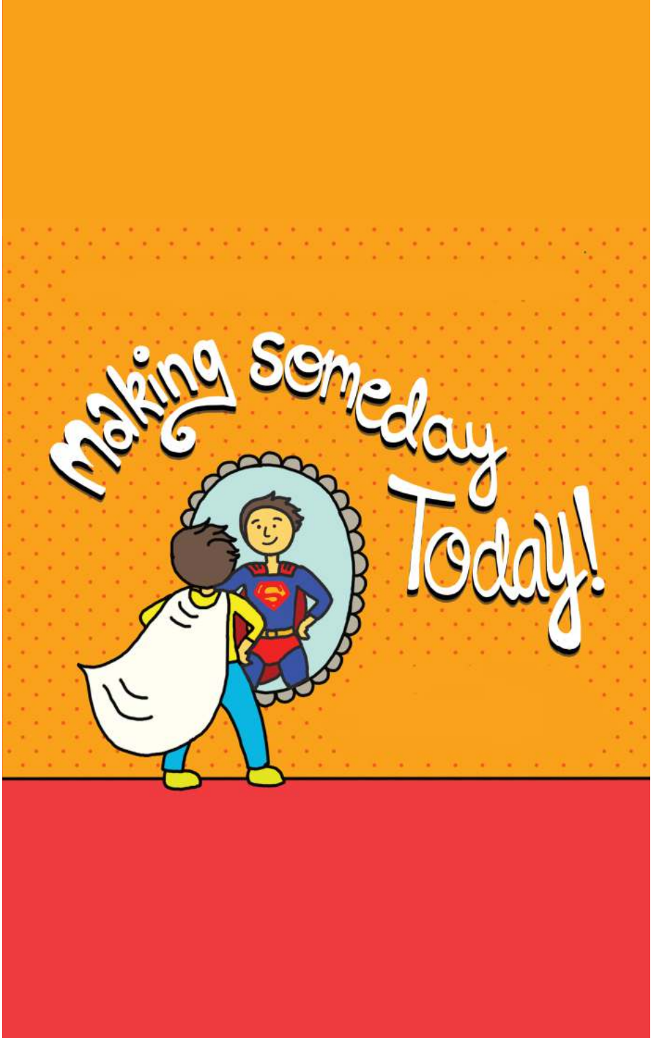# Making Someday Today!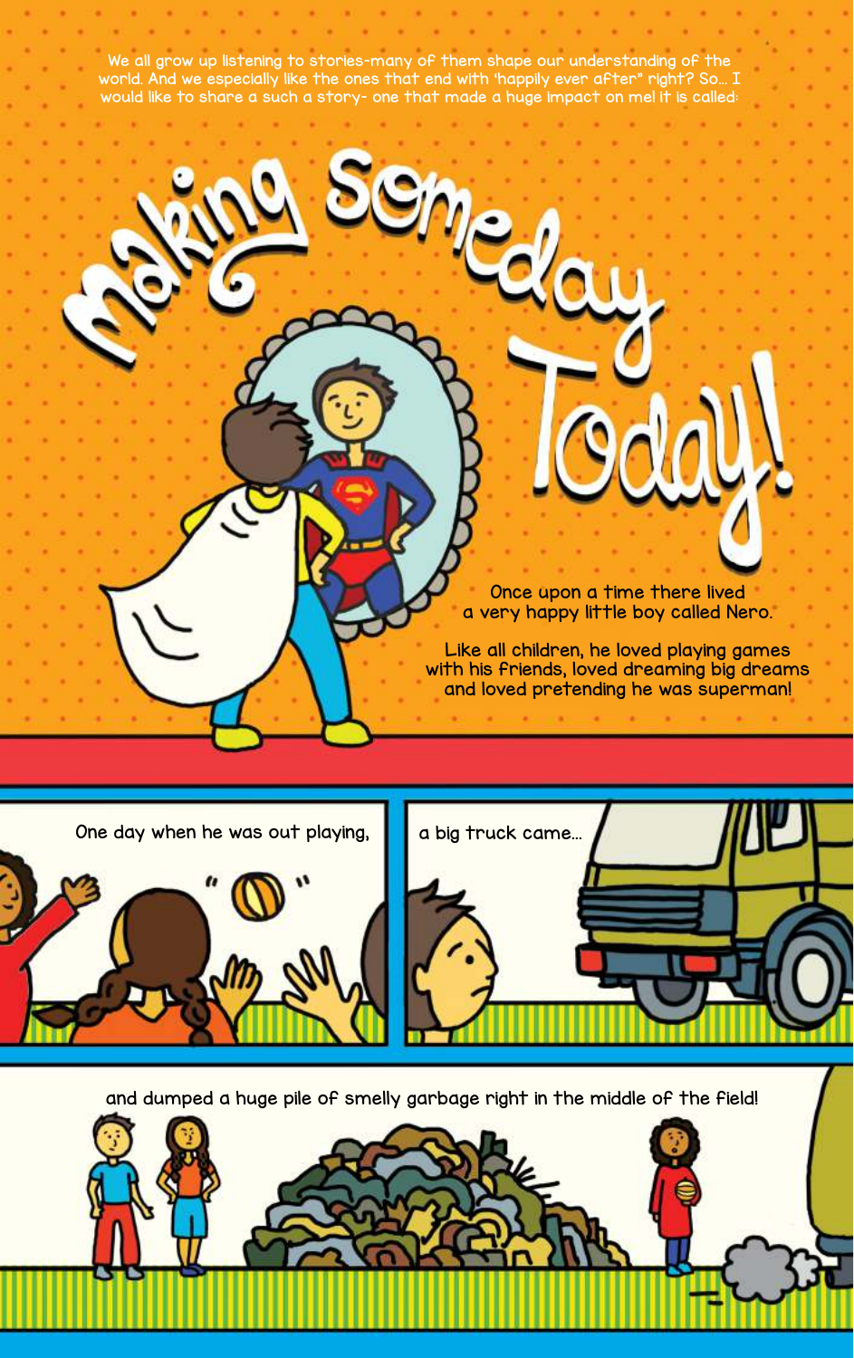We all grow up listening to stories-many of them shape our understanding of the world. And we especially like the ones that end with 'happily ever after" right? So... I would like to share a such a story- one that made a huge impact on me! it is called:

# Making Someday Today!

Once upon a time there lived a very happy little boy called Nero.

Like all children, he loved playing games with his friends, loved dreaming big dreams and loved pretending he was superman!

One day when he was out playing,

a big truck came...

and dumped a huge pile of smelly garbage right in the middle of the field!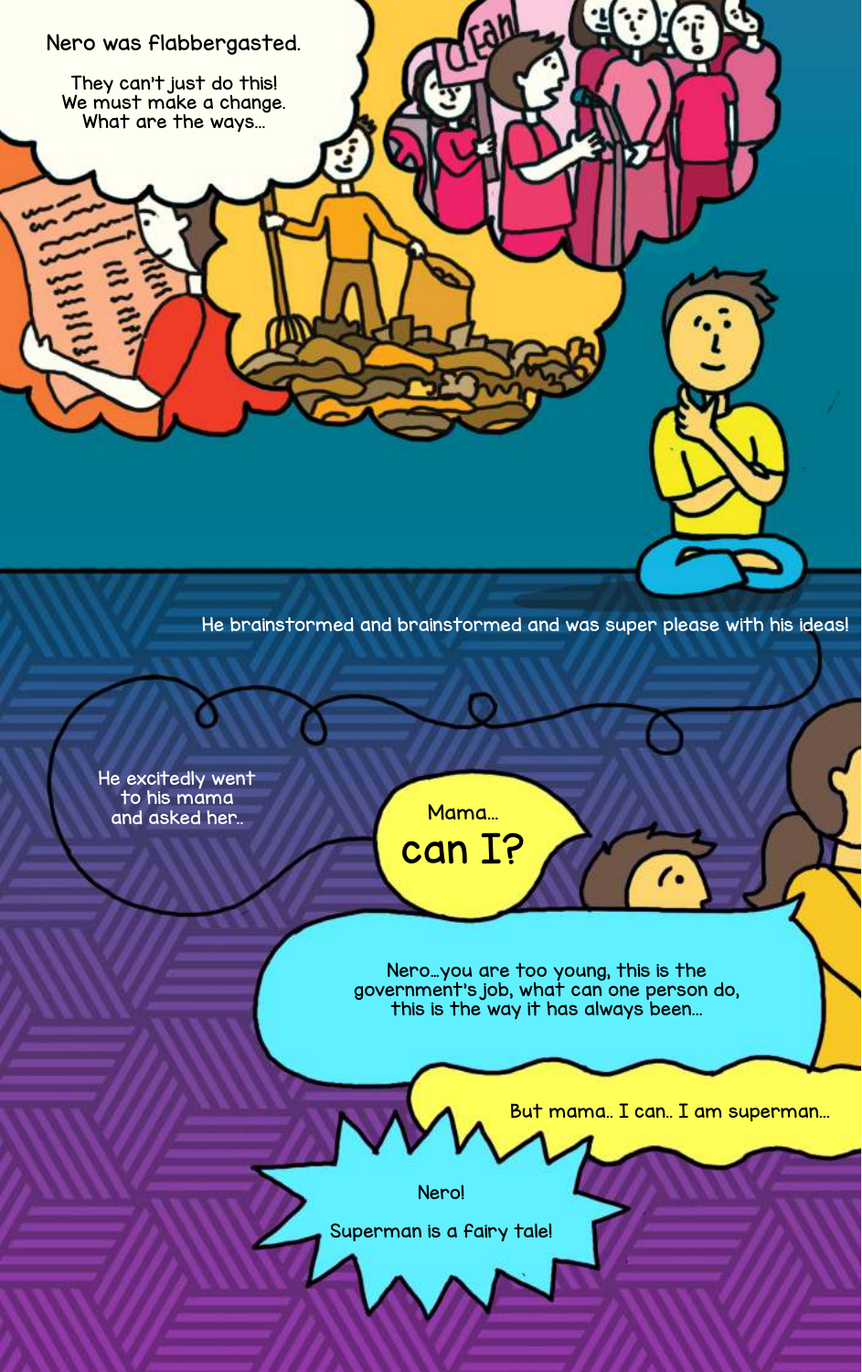Nero was flabbergasted.

They can't just do this!
We must make a change.
What are the ways...

He brainstormed and brainstormed and was super please with his ideas!

He excitedly went to his mama and asked her..

Mama...
can I?

Nero...you are too young, this is the government's job, what can one person do, this is the way it has always been...

But mama.. I can.. I am superman...

Nero!

Superman is a fairy tale!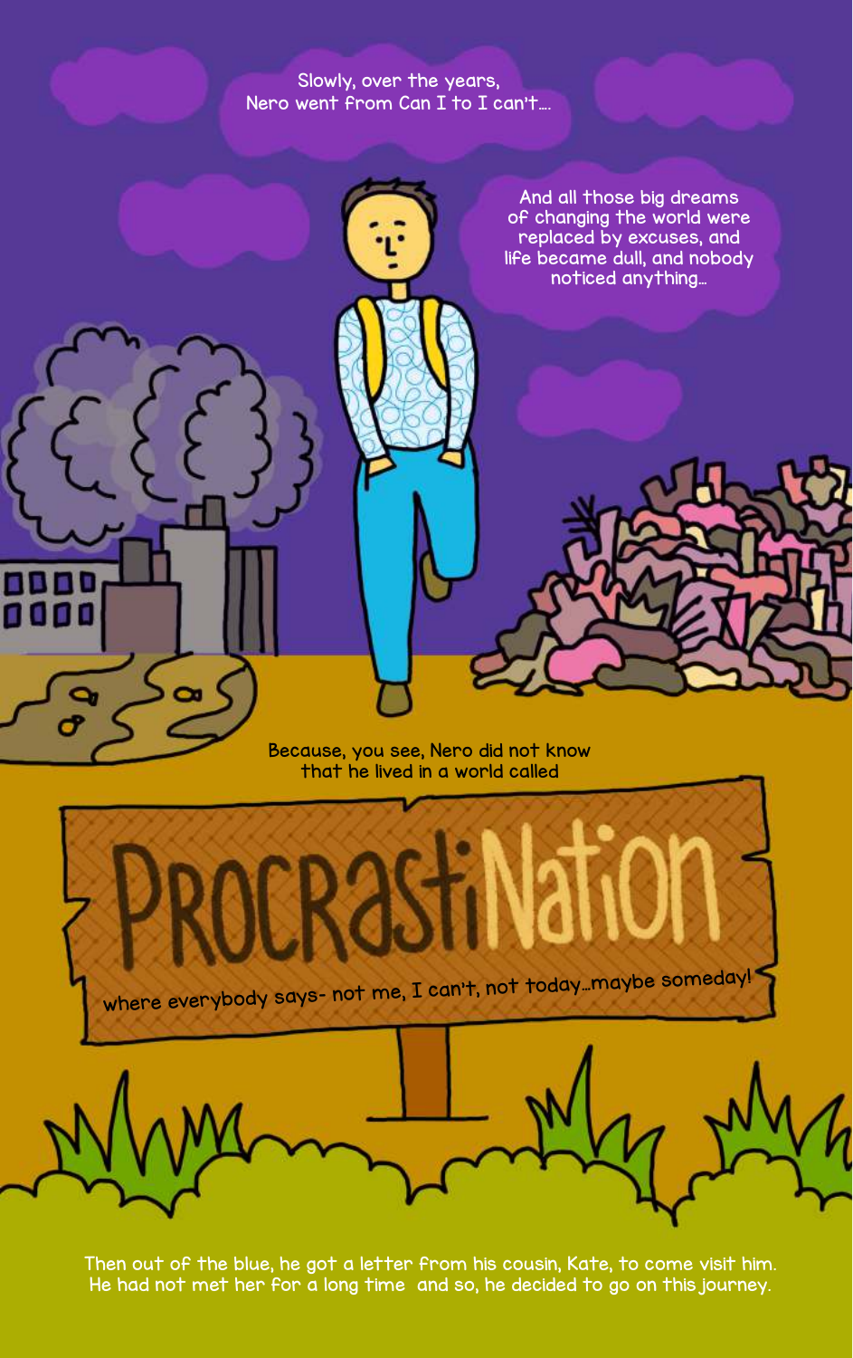Slowly, over the years, Nero went from Can I to I can't....

And all those big dreams of changing the world were replaced by excuses, and life became dull, and nobody noticed anything...

Because, you see, Nero did not know that he lived in a world called

# ProcrastiNation

where everybody says- not me, I can't, not today...maybe someday!

Then out of the blue, he got a letter from his cousin, Kate, to come visit him. He had not met her for a long time and so, he decided to go on this journey.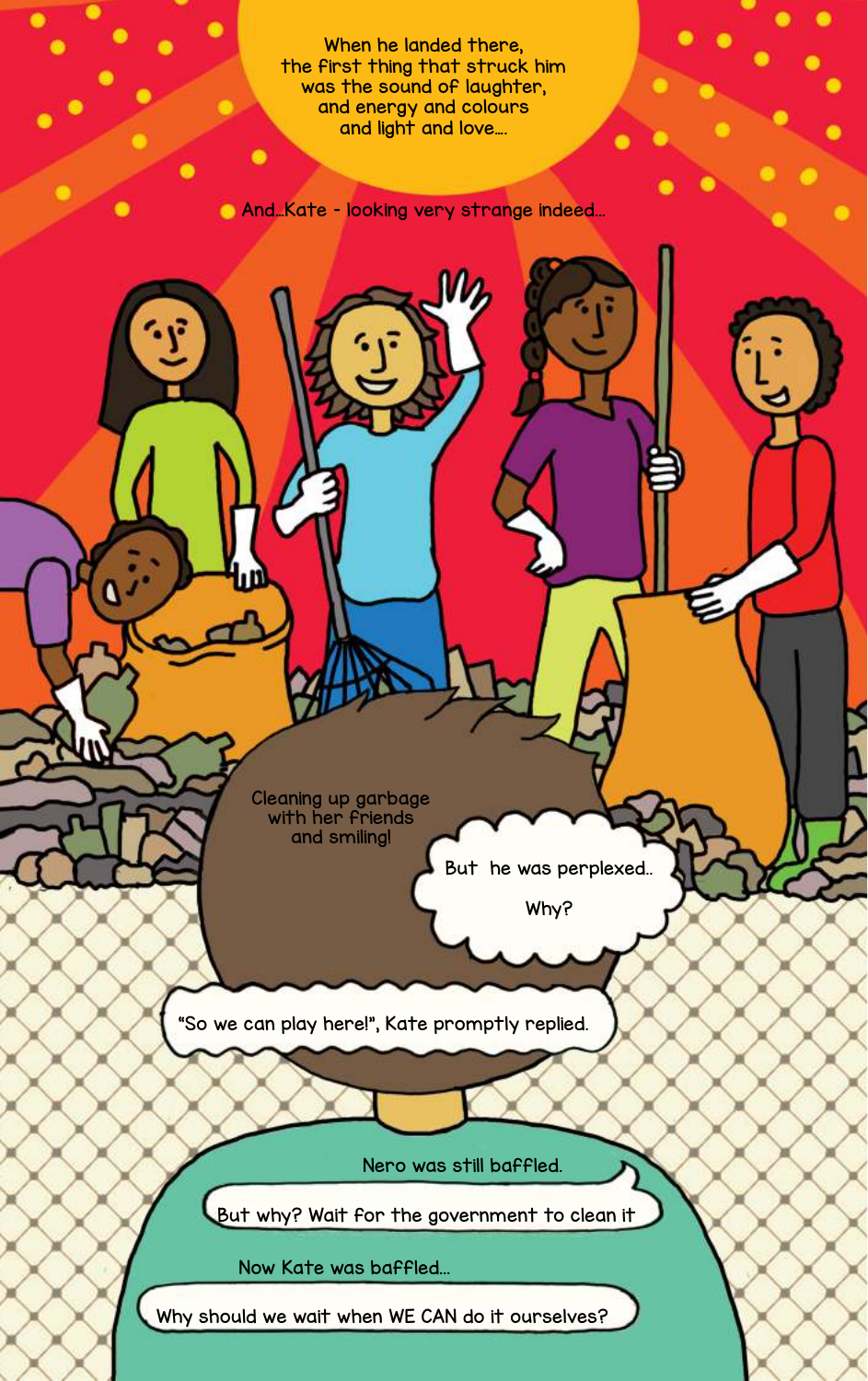When he landed there,
the first thing that struck him
was the sound of laughter,
and energy and colours
and light and love....

And...Kate - looking very strange indeed...

Cleaning up garbage
with her friends
and smiling!

But he was perplexed..

Why?

"So we can play here!", Kate promptly replied.

Nero was still baffled.

But why? Wait for the government to clean it

Now Kate was baffled...

Why should we wait when WE CAN do it ourselves?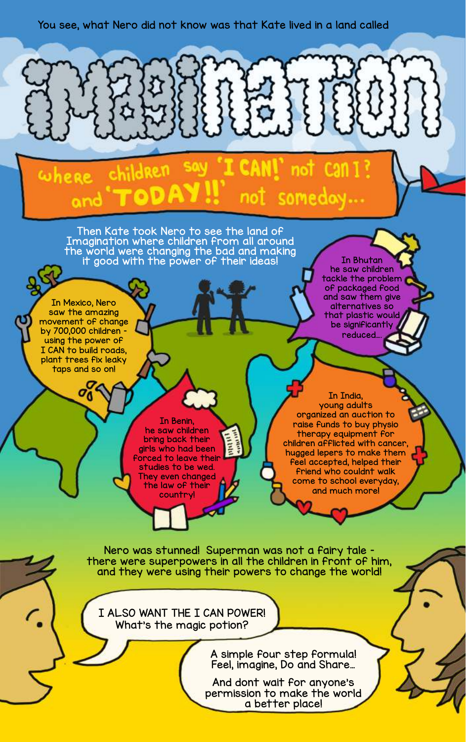You see, what Nero did not know was that Kate lived in a land called

# IMAGINATION

**where children say 'I CAN!' not Can I? and 'TODAY!!' not someday...**

Then Kate took Nero to see the land of Imagination where children from all around the world were changing the bad and making it good with the power of their ideas!

In Mexico, Nero saw the amazing movement of change by 700,000 children - using the power of I CAN to build roads, plant trees fix leaky taps and so on!

In Bhutan he saw children tackle the problem of packaged food and saw them give alternatives so that plastic would be significantly reduced...

In Benin, he saw children bring back their girls who had been forced to leave their studies to be wed. They even changed the law of their country!

In India, young adults organized an auction to raise funds to buy physio therapy equipment for children afflicted with cancer, hugged lepers to make them feel accepted, helped their friend who couldnt walk come to school everyday, and much more!

Nero was stunned! Superman was not a fairy tale - there were superpowers in all the children in front of him, and they were using their powers to change the world!

I ALSO WANT THE I CAN POWER! What's the magic potion?

A simple four step formula! Feel, imagine, Do and Share...

And dont wait for anyone's permission to make the world a better place!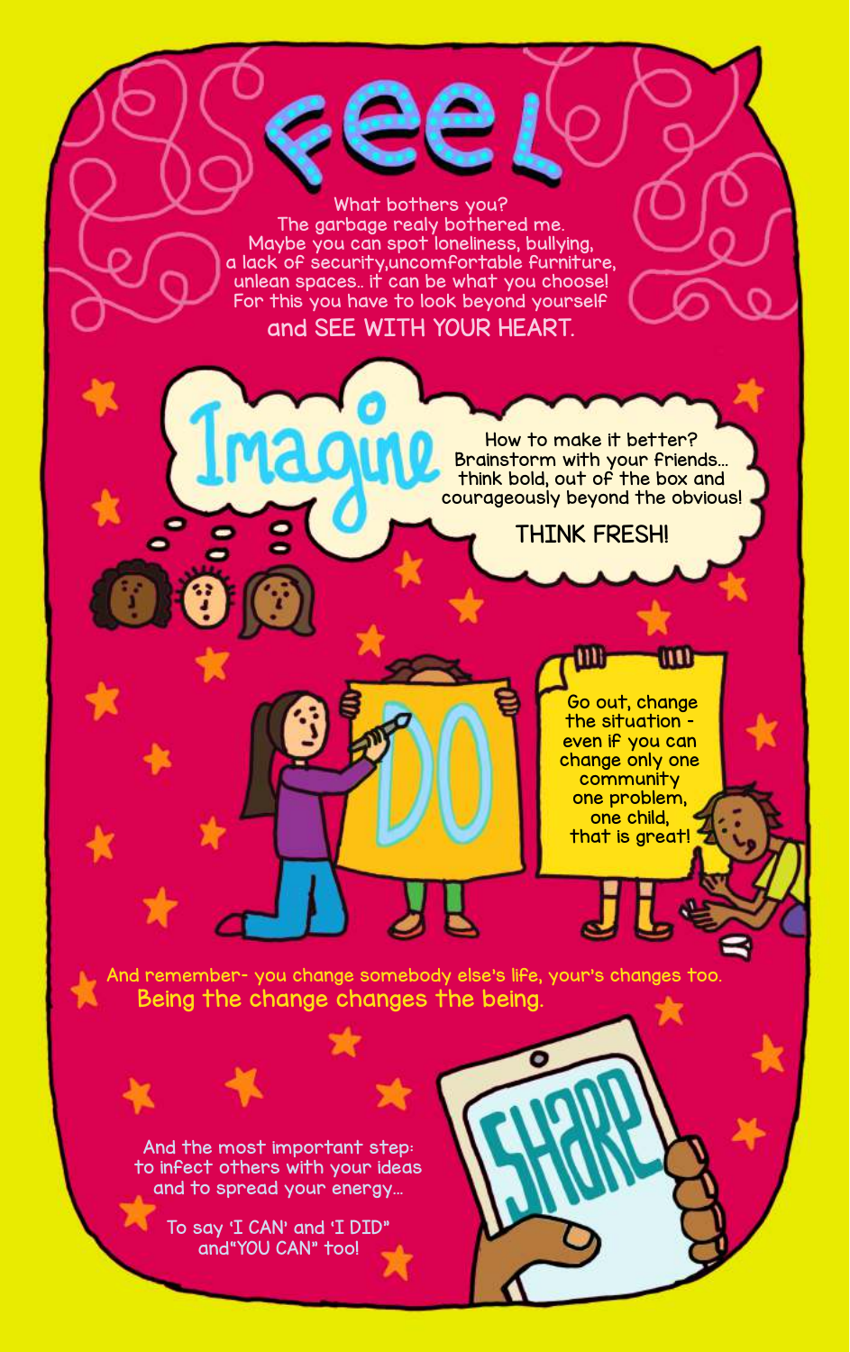# FEEL

What bothers you?
The garbage realy bothered me.
Maybe you can spot loneliness, bullying,
a lack of security,uncomfortable furniture,
unlean spaces.. it can be what you choose!
For this you have to look beyond yourself
and SEE WITH YOUR HEART.

# Imagine

How to make it better?
Brainstorm with your friends...
think bold, out of the box and
courageously beyond the obvious!

THINK FRESH!

# DO

Go out, change
the situation -
even if you can
change only one
community
one problem,
one child,
that is great!

And remember- you change somebody else's life, your's changes too.
Being the change changes the being.

# SHARE

And the most important step:
to infect others with your ideas
and to spread your energy...

To say 'I CAN' and 'I DID"
and"YOU CAN" too!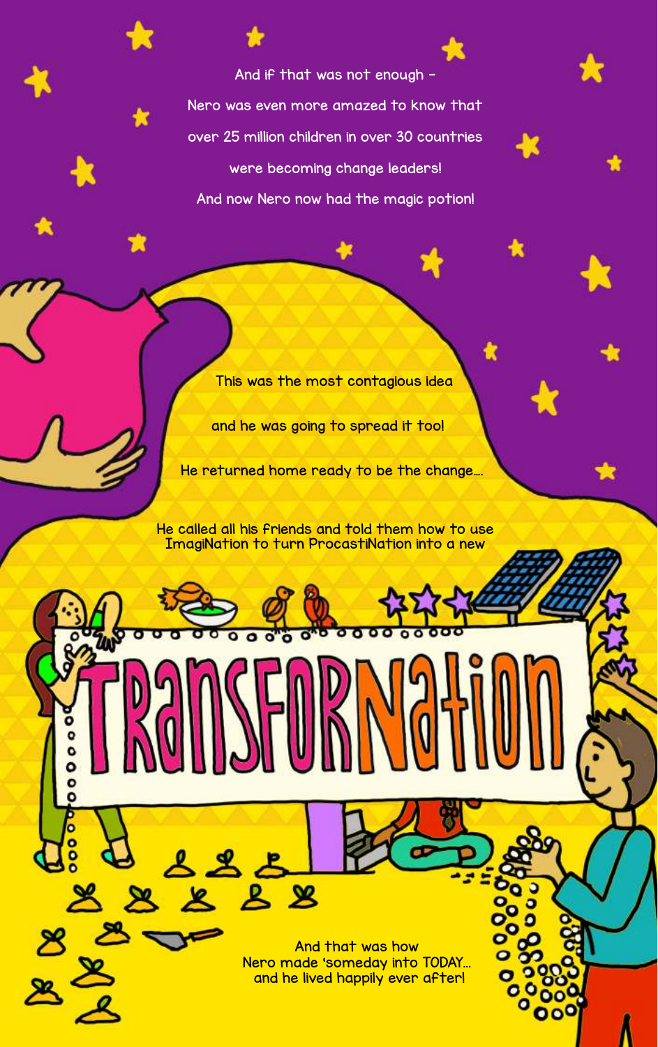And if that was not enough –

Nero was even more amazed to know that

over 25 million children in over 30 countries

were becoming change leaders!

And now Nero now had the magic potion!

This was the most contagious idea

and he was going to spread it too!

He returned home ready to be the change....

He called all his friends and told them how to use ImagiNation to turn ProcastiNation into a new

TRANSFORNation

And that was how Nero made 'someday into TODAY... and he lived happily ever after!